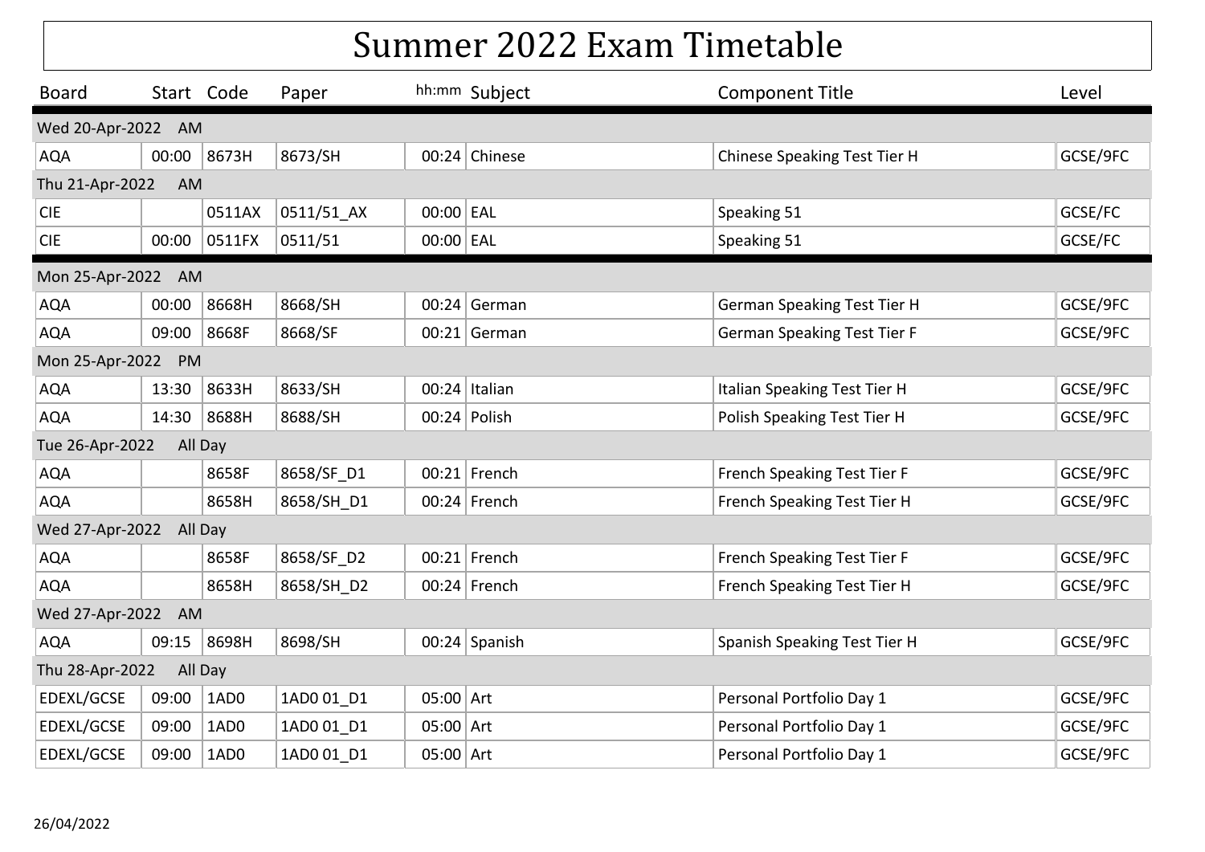# Summer 2022 Exam Timetable

| Board | Start | Code | Paper | hh:mm | Subject | Component Title | Level |
|---|---|---|---|---|---|---|---|
| **Wed 20-Apr-2022 AM** | | | | | | | |
| AQA | 00:00 | 8673H | 8673/SH | 00:24 | Chinese | Chinese Speaking Test Tier H | GCSE/9FC |
| **Thu 21-Apr-2022 AM** | | | | | | | |
| CIE | | 0511AX | 0511/51_AX | 00:00 | EAL | Speaking 51 | GCSE/FC |
| CIE | 00:00 | 0511FX | 0511/51 | 00:00 | EAL | Speaking 51 | GCSE/FC |
| **Mon 25-Apr-2022 AM** | | | | | | | |
| AQA | 00:00 | 8668H | 8668/SH | 00:24 | German | German Speaking Test Tier H | GCSE/9FC |
| AQA | 09:00 | 8668F | 8668/SF | 00:21 | German | German Speaking Test Tier F | GCSE/9FC |
| **Mon 25-Apr-2022 PM** | | | | | | | |
| AQA | 13:30 | 8633H | 8633/SH | 00:24 | Italian | Italian Speaking Test Tier H | GCSE/9FC |
| AQA | 14:30 | 8688H | 8688/SH | 00:24 | Polish | Polish Speaking Test Tier H | GCSE/9FC |
| **Tue 26-Apr-2022 All Day** | | | | | | | |
| AQA | | 8658F | 8658/SF_D1 | 00:21 | French | French Speaking Test Tier F | GCSE/9FC |
| AQA | | 8658H | 8658/SH_D1 | 00:24 | French | French Speaking Test Tier H | GCSE/9FC |
| **Wed 27-Apr-2022 All Day** | | | | | | | |
| AQA | | 8658F | 8658/SF_D2 | 00:21 | French | French Speaking Test Tier F | GCSE/9FC |
| AQA | | 8658H | 8658/SH_D2 | 00:24 | French | French Speaking Test Tier H | GCSE/9FC |
| **Wed 27-Apr-2022 AM** | | | | | | | |
| AQA | 09:15 | 8698H | 8698/SH | 00:24 | Spanish | Spanish Speaking Test Tier H | GCSE/9FC |
| **Thu 28-Apr-2022 All Day** | | | | | | | |
| EDEXL/GCSE | 09:00 | 1AD0 | 1AD0 01_D1 | 05:00 | Art | Personal Portfolio Day 1 | GCSE/9FC |
| EDEXL/GCSE | 09:00 | 1AD0 | 1AD0 01_D1 | 05:00 | Art | Personal Portfolio Day 1 | GCSE/9FC |
| EDEXL/GCSE | 09:00 | 1AD0 | 1AD0 01_D1 | 05:00 | Art | Personal Portfolio Day 1 | GCSE/9FC |

26/04/2022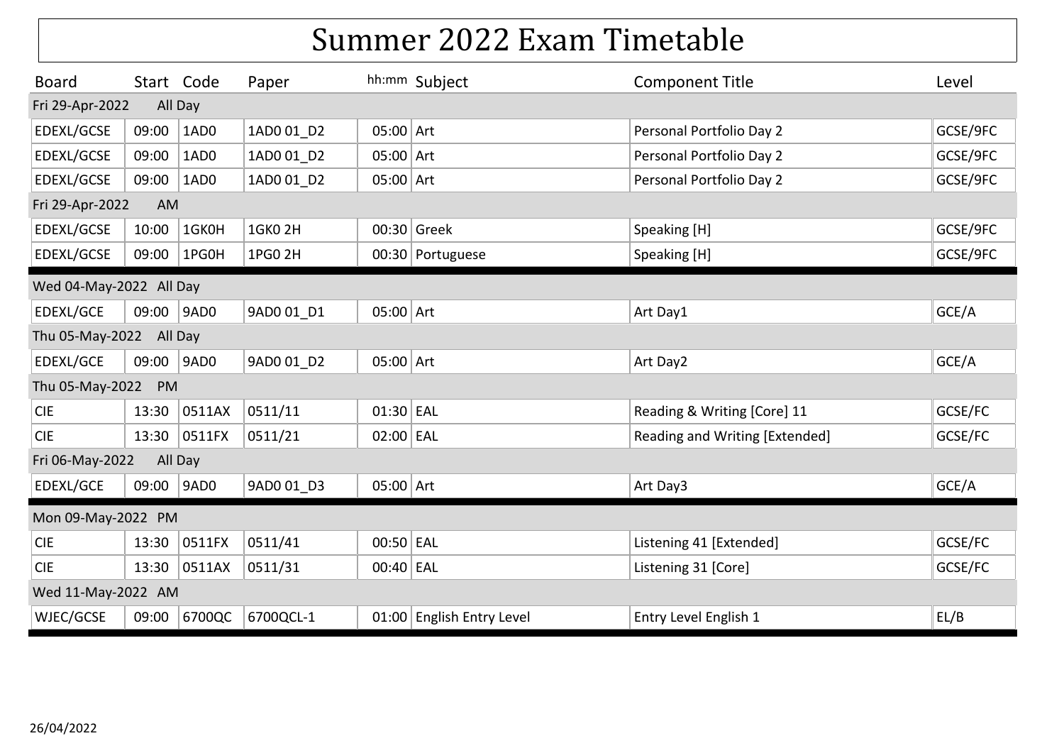# Summer 2022 Exam Timetable

| Board | Start | Code | Paper | hh:mm | Subject | Component Title | Level |
|---|---|---|---|---|---|---|---|
| Fri 29-Apr-2022 All Day | | | | | | | |
| EDEXL/GCSE | 09:00 | 1AD0 | 1AD0 01_D2 | 05:00 | Art | Personal Portfolio Day 2 | GCSE/9FC |
| EDEXL/GCSE | 09:00 | 1AD0 | 1AD0 01_D2 | 05:00 | Art | Personal Portfolio Day 2 | GCSE/9FC |
| EDEXL/GCSE | 09:00 | 1AD0 | 1AD0 01_D2 | 05:00 | Art | Personal Portfolio Day 2 | GCSE/9FC |
| Fri 29-Apr-2022 AM | | | | | | | |
| EDEXL/GCSE | 10:00 | 1GK0H | 1GK0 2H | 00:30 | Greek | Speaking [H] | GCSE/9FC |
| EDEXL/GCSE | 09:00 | 1PG0H | 1PG0 2H | 00:30 | Portuguese | Speaking [H] | GCSE/9FC |
| Wed 04-May-2022 All Day | | | | | | | |
| EDEXL/GCE | 09:00 | 9AD0 | 9AD0 01_D1 | 05:00 | Art | Art Day1 | GCE/A |
| Thu 05-May-2022 All Day | | | | | | | |
| EDEXL/GCE | 09:00 | 9AD0 | 9AD0 01_D2 | 05:00 | Art | Art Day2 | GCE/A |
| Thu 05-May-2022 PM | | | | | | | |
| CIE | 13:30 | 0511AX | 0511/11 | 01:30 | EAL | Reading & Writing [Core] 11 | GCSE/FC |
| CIE | 13:30 | 0511FX | 0511/21 | 02:00 | EAL | Reading and Writing [Extended] | GCSE/FC |
| Fri 06-May-2022 All Day | | | | | | | |
| EDEXL/GCE | 09:00 | 9AD0 | 9AD0 01_D3 | 05:00 | Art | Art Day3 | GCE/A |
| Mon 09-May-2022 PM | | | | | | | |
| CIE | 13:30 | 0511FX | 0511/41 | 00:50 | EAL | Listening 41 [Extended] | GCSE/FC |
| CIE | 13:30 | 0511AX | 0511/31 | 00:40 | EAL | Listening 31 [Core] | GCSE/FC |
| Wed 11-May-2022 AM | | | | | | | |
| WJEC/GCSE | 09:00 | 6700QC | 6700QCL-1 | 01:00 | English Entry Level | Entry Level English 1 | EL/B |

26/04/2022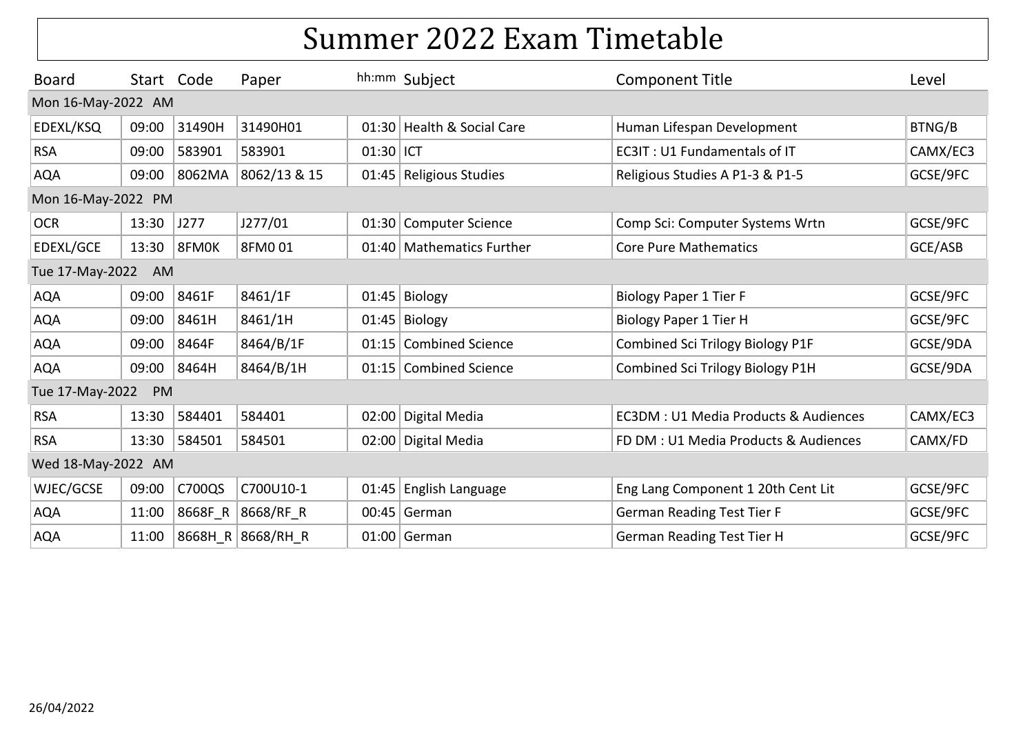# Summer 2022 Exam Timetable

| Board | Start | Code | Paper | hh:mm | Subject | Component Title | Level |
|---|---|---|---|---|---|---|---|
| **Mon 16-May-2022 AM** | | | | | | | |
| EDEXL/KSQ | 09:00 | 31490H | 31490H01 | 01:30 | Health & Social Care | Human Lifespan Development | BTNG/B |
| RSA | 09:00 | 583901 | 583901 | 01:30 | ICT | EC3IT : U1 Fundamentals of IT | CAMX/EC3 |
| AQA | 09:00 | 8062MA | 8062/13 & 15 | 01:45 | Religious Studies | Religious Studies A P1-3 & P1-5 | GCSE/9FC |
| **Mon 16-May-2022 PM** | | | | | | | |
| OCR | 13:30 | J277 | J277/01 | 01:30 | Computer Science | Comp Sci: Computer Systems Wrtn | GCSE/9FC |
| EDEXL/GCE | 13:30 | 8FM0K | 8FM0 01 | 01:40 | Mathematics Further | Core Pure Mathematics | GCE/ASB |
| **Tue 17-May-2022 AM** | | | | | | | |
| AQA | 09:00 | 8461F | 8461/1F | 01:45 | Biology | Biology Paper 1 Tier F | GCSE/9FC |
| AQA | 09:00 | 8461H | 8461/1H | 01:45 | Biology | Biology Paper 1 Tier H | GCSE/9FC |
| AQA | 09:00 | 8464F | 8464/B/1F | 01:15 | Combined Science | Combined Sci Trilogy Biology P1F | GCSE/9DA |
| AQA | 09:00 | 8464H | 8464/B/1H | 01:15 | Combined Science | Combined Sci Trilogy Biology P1H | GCSE/9DA |
| **Tue 17-May-2022 PM** | | | | | | | |
| RSA | 13:30 | 584401 | 584401 | 02:00 | Digital Media | EC3DM : U1 Media Products & Audiences | CAMX/EC3 |
| RSA | 13:30 | 584501 | 584501 | 02:00 | Digital Media | FD DM : U1 Media Products & Audiences | CAMX/FD |
| **Wed 18-May-2022 AM** | | | | | | | |
| WJEC/GCSE | 09:00 | C700QS | C700U10-1 | 01:45 | English Language | Eng Lang Component 1 20th Cent Lit | GCSE/9FC |
| AQA | 11:00 | 8668F_R | 8668/RF_R | 00:45 | German | German Reading Test Tier F | GCSE/9FC |
| AQA | 11:00 | 8668H_R | 8668/RH_R | 01:00 | German | German Reading Test Tier H | GCSE/9FC |

26/04/2022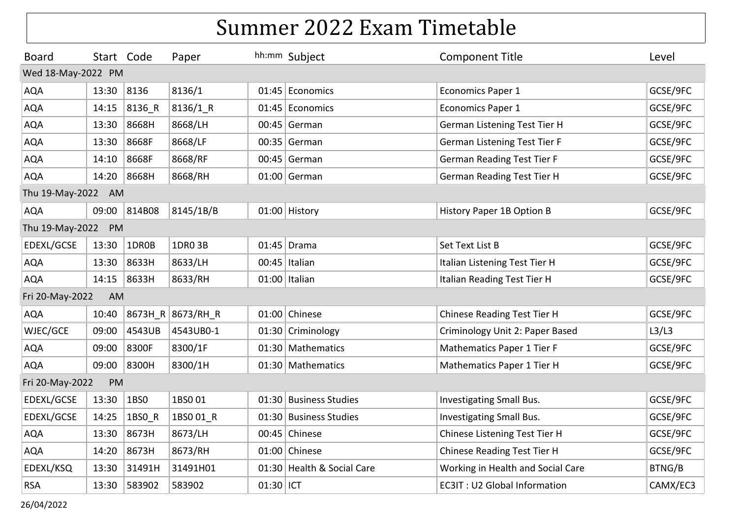# Summer 2022 Exam Timetable

| Board | Start | Code | Paper | hh:mm | Subject | Component Title | Level |
|---|---|---|---|---|---|---|---|
| **Wed 18-May-2022 PM** | | | | | | | |
| AQA | 13:30 | 8136 | 8136/1 | 01:45 | Economics | Economics Paper 1 | GCSE/9FC |
| AQA | 14:15 | 8136_R | 8136/1_R | 01:45 | Economics | Economics Paper 1 | GCSE/9FC |
| AQA | 13:30 | 8668H | 8668/LH | 00:45 | German | German Listening Test Tier H | GCSE/9FC |
| AQA | 13:30 | 8668F | 8668/LF | 00:35 | German | German Listening Test Tier F | GCSE/9FC |
| AQA | 14:10 | 8668F | 8668/RF | 00:45 | German | German Reading Test Tier F | GCSE/9FC |
| AQA | 14:20 | 8668H | 8668/RH | 01:00 | German | German Reading Test Tier H | GCSE/9FC |
| **Thu 19-May-2022 AM** | | | | | | | |
| AQA | 09:00 | 814B08 | 8145/1B/B | 01:00 | History | History Paper 1B Option B | GCSE/9FC |
| **Thu 19-May-2022 PM** | | | | | | | |
| EDEXL/GCSE | 13:30 | 1DR0B | 1DR0 3B | 01:45 | Drama | Set Text List B | GCSE/9FC |
| AQA | 13:30 | 8633H | 8633/LH | 00:45 | Italian | Italian Listening Test Tier H | GCSE/9FC |
| AQA | 14:15 | 8633H | 8633/RH | 01:00 | Italian | Italian Reading Test Tier H | GCSE/9FC |
| **Fri 20-May-2022 AM** | | | | | | | |
| AQA | 10:40 | 8673H_R | 8673/RH_R | 01:00 | Chinese | Chinese Reading Test Tier H | GCSE/9FC |
| WJEC/GCE | 09:00 | 4543UB | 4543UB0-1 | 01:30 | Criminology | Criminology Unit 2: Paper Based | L3/L3 |
| AQA | 09:00 | 8300F | 8300/1F | 01:30 | Mathematics | Mathematics Paper 1 Tier F | GCSE/9FC |
| AQA | 09:00 | 8300H | 8300/1H | 01:30 | Mathematics | Mathematics Paper 1 Tier H | GCSE/9FC |
| **Fri 20-May-2022 PM** | | | | | | | |
| EDEXL/GCSE | 13:30 | 1BS0 | 1BS0 01 | 01:30 | Business Studies | Investigating Small Bus. | GCSE/9FC |
| EDEXL/GCSE | 14:25 | 1BS0_R | 1BS0 01_R | 01:30 | Business Studies | Investigating Small Bus. | GCSE/9FC |
| AQA | 13:30 | 8673H | 8673/LH | 00:45 | Chinese | Chinese Listening Test Tier H | GCSE/9FC |
| AQA | 14:20 | 8673H | 8673/RH | 01:00 | Chinese | Chinese Reading Test Tier H | GCSE/9FC |
| EDEXL/KSQ | 13:30 | 31491H | 31491H01 | 01:30 | Health & Social Care | Working in Health and Social Care | BTNG/B |
| RSA | 13:30 | 583902 | 583902 | 01:30 | ICT | EC3IT : U2 Global Information | CAMX/EC3 |

26/04/2022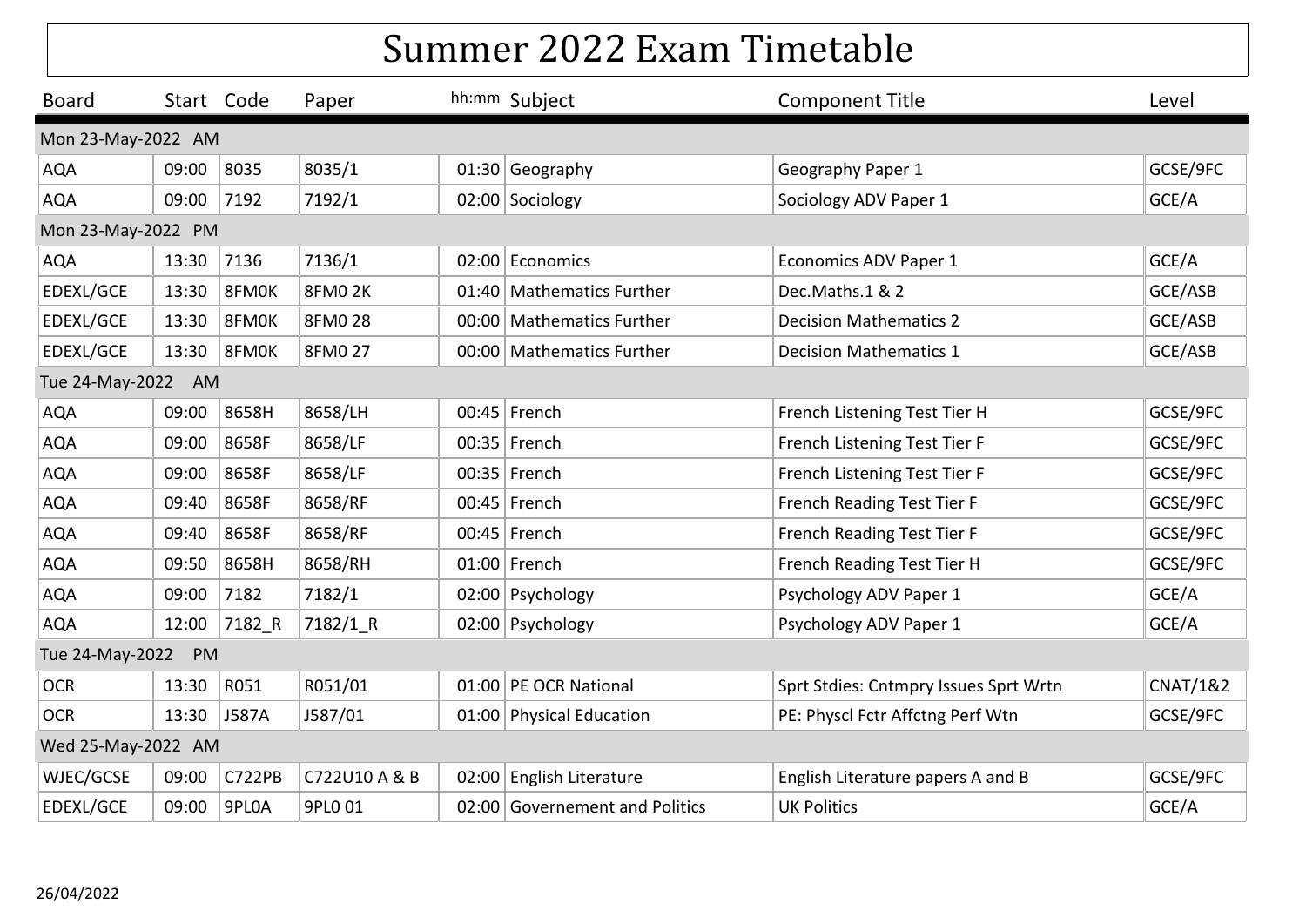# Summer 2022 Exam Timetable

| Board | Start | Code | Paper | hh:mm | Subject | Component Title | Level |
|---|---|---|---|---|---|---|---|
| **Mon 23-May-2022 AM** | | | | | | | |
| AQA | 09:00 | 8035 | 8035/1 | 01:30 | Geography | Geography Paper 1 | GCSE/9FC |
| AQA | 09:00 | 7192 | 7192/1 | 02:00 | Sociology | Sociology ADV Paper 1 | GCE/A |
| **Mon 23-May-2022 PM** | | | | | | | |
| AQA | 13:30 | 7136 | 7136/1 | 02:00 | Economics | Economics ADV Paper 1 | GCE/A |
| EDEXL/GCE | 13:30 | 8FM0K | 8FM0 2K | 01:40 | Mathematics Further | Dec.Maths.1 & 2 | GCE/ASB |
| EDEXL/GCE | 13:30 | 8FM0K | 8FM0 28 | 00:00 | Mathematics Further | Decision Mathematics 2 | GCE/ASB |
| EDEXL/GCE | 13:30 | 8FM0K | 8FM0 27 | 00:00 | Mathematics Further | Decision Mathematics 1 | GCE/ASB |
| **Tue 24-May-2022 AM** | | | | | | | |
| AQA | 09:00 | 8658H | 8658/LH | 00:45 | French | French Listening Test Tier H | GCSE/9FC |
| AQA | 09:00 | 8658F | 8658/LF | 00:35 | French | French Listening Test Tier F | GCSE/9FC |
| AQA | 09:00 | 8658F | 8658/LF | 00:35 | French | French Listening Test Tier F | GCSE/9FC |
| AQA | 09:40 | 8658F | 8658/RF | 00:45 | French | French Reading Test Tier F | GCSE/9FC |
| AQA | 09:40 | 8658F | 8658/RF | 00:45 | French | French Reading Test Tier F | GCSE/9FC |
| AQA | 09:50 | 8658H | 8658/RH | 01:00 | French | French Reading Test Tier H | GCSE/9FC |
| AQA | 09:00 | 7182 | 7182/1 | 02:00 | Psychology | Psychology ADV Paper 1 | GCE/A |
| AQA | 12:00 | 7182_R | 7182/1_R | 02:00 | Psychology | Psychology ADV Paper 1 | GCE/A |
| **Tue 24-May-2022 PM** | | | | | | | |
| OCR | 13:30 | R051 | R051/01 | 01:00 | PE OCR National | Sprt Stdies: Cntmpry Issues Sprt Wrtn | CNAT/1&2 |
| OCR | 13:30 | J587A | J587/01 | 01:00 | Physical Education | PE: Physcl Fctr Affctng Perf Wtn | GCSE/9FC |
| **Wed 25-May-2022 AM** | | | | | | | |
| WJEC/GCSE | 09:00 | C722PB | C722U10 A & B | 02:00 | English Literature | English Literature papers A and B | GCSE/9FC |
| EDEXL/GCE | 09:00 | 9PL0A | 9PL0 01 | 02:00 | Governement and Politics | UK Politics | GCE/A |

26/04/2022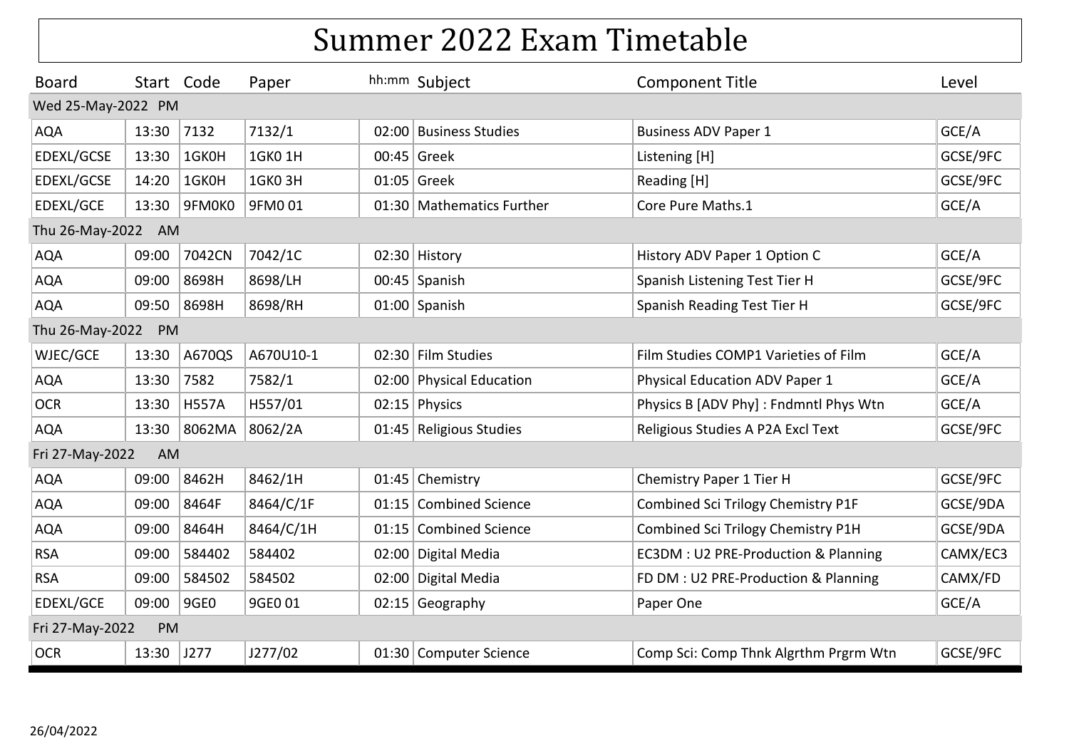# Summer 2022 Exam Timetable

| Board | Start | Code | Paper | hh:mm | Subject | Component Title | Level |
|---|---|---|---|---|---|---|---|
| **Wed 25-May-2022 PM** | | | | | | | |
| AQA | 13:30 | 7132 | 7132/1 | 02:00 | Business Studies | Business ADV Paper 1 | GCE/A |
| EDEXL/GCSE | 13:30 | 1GK0H | 1GK0 1H | 00:45 | Greek | Listening [H] | GCSE/9FC |
| EDEXL/GCSE | 14:20 | 1GK0H | 1GK0 3H | 01:05 | Greek | Reading [H] | GCSE/9FC |
| EDEXL/GCE | 13:30 | 9FM0K0 | 9FM0 01 | 01:30 | Mathematics Further | Core Pure Maths.1 | GCE/A |
| **Thu 26-May-2022 AM** | | | | | | | |
| AQA | 09:00 | 7042CN | 7042/1C | 02:30 | History | History ADV Paper 1 Option C | GCE/A |
| AQA | 09:00 | 8698H | 8698/LH | 00:45 | Spanish | Spanish Listening Test Tier H | GCSE/9FC |
| AQA | 09:50 | 8698H | 8698/RH | 01:00 | Spanish | Spanish Reading Test Tier H | GCSE/9FC |
| **Thu 26-May-2022 PM** | | | | | | | |
| WJEC/GCE | 13:30 | A670QS | A670U10-1 | 02:30 | Film Studies | Film Studies COMP1 Varieties of Film | GCE/A |
| AQA | 13:30 | 7582 | 7582/1 | 02:00 | Physical Education | Physical Education ADV Paper 1 | GCE/A |
| OCR | 13:30 | H557A | H557/01 | 02:15 | Physics | Physics B [ADV Phy] : Fndmntl Phys Wtn | GCE/A |
| AQA | 13:30 | 8062MA | 8062/2A | 01:45 | Religious Studies | Religious Studies A P2A Excl Text | GCSE/9FC |
| **Fri 27-May-2022 AM** | | | | | | | |
| AQA | 09:00 | 8462H | 8462/1H | 01:45 | Chemistry | Chemistry Paper 1 Tier H | GCSE/9FC |
| AQA | 09:00 | 8464F | 8464/C/1F | 01:15 | Combined Science | Combined Sci Trilogy Chemistry P1F | GCSE/9DA |
| AQA | 09:00 | 8464H | 8464/C/1H | 01:15 | Combined Science | Combined Sci Trilogy Chemistry P1H | GCSE/9DA |
| RSA | 09:00 | 584402 | 584402 | 02:00 | Digital Media | EC3DM : U2 PRE-Production & Planning | CAMX/EC3 |
| RSA | 09:00 | 584502 | 584502 | 02:00 | Digital Media | FD DM : U2 PRE-Production & Planning | CAMX/FD |
| EDEXL/GCE | 09:00 | 9GE0 | 9GE0 01 | 02:15 | Geography | Paper One | GCE/A |
| **Fri 27-May-2022 PM** | | | | | | | |
| OCR | 13:30 | J277 | J277/02 | 01:30 | Computer Science | Comp Sci: Comp Thnk Algrthm Prgrm Wtn | GCSE/9FC |

26/04/2022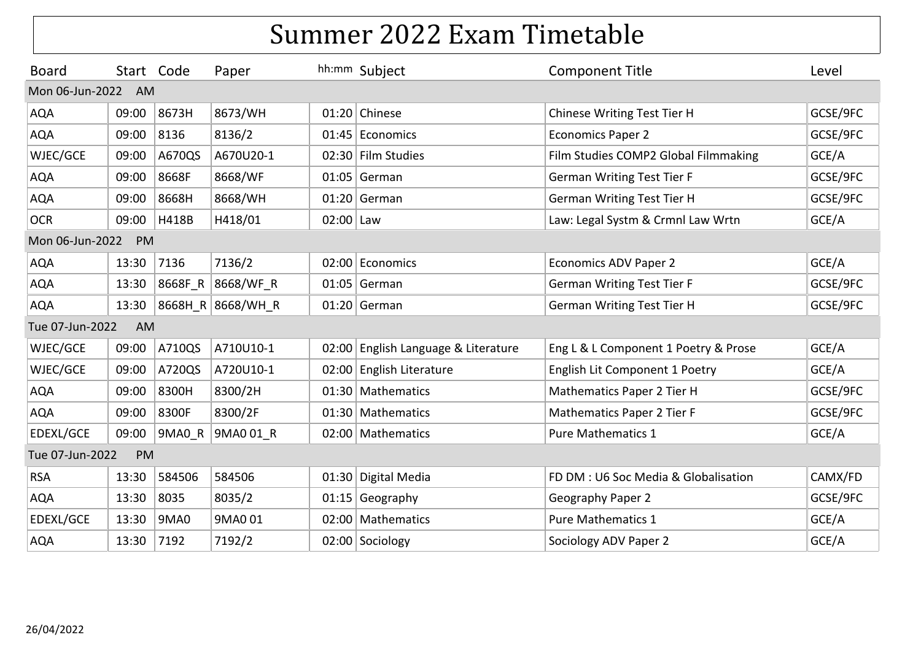# Summer 2022 Exam Timetable

| Board | Start | Code | Paper | hh:mm | Subject | Component Title | Level |
|---|---|---|---|---|---|---|---|
| Mon 06-Jun-2022 AM | | | | | | | |
| AQA | 09:00 | 8673H | 8673/WH | 01:20 | Chinese | Chinese Writing Test Tier H | GCSE/9FC |
| AQA | 09:00 | 8136 | 8136/2 | 01:45 | Economics | Economics Paper 2 | GCSE/9FC |
| WJEC/GCE | 09:00 | A670QS | A670U20-1 | 02:30 | Film Studies | Film Studies COMP2 Global Filmmaking | GCE/A |
| AQA | 09:00 | 8668F | 8668/WF | 01:05 | German | German Writing Test Tier F | GCSE/9FC |
| AQA | 09:00 | 8668H | 8668/WH | 01:20 | German | German Writing Test Tier H | GCSE/9FC |
| OCR | 09:00 | H418B | H418/01 | 02:00 | Law | Law: Legal Systm & Crmnl Law Wrtn | GCE/A |
| Mon 06-Jun-2022 PM | | | | | | | |
| AQA | 13:30 | 7136 | 7136/2 | 02:00 | Economics | Economics ADV Paper 2 | GCE/A |
| AQA | 13:30 | 8668F_R | 8668/WF_R | 01:05 | German | German Writing Test Tier F | GCSE/9FC |
| AQA | 13:30 | 8668H_R | 8668/WH_R | 01:20 | German | German Writing Test Tier H | GCSE/9FC |
| Tue 07-Jun-2022 AM | | | | | | | |
| WJEC/GCE | 09:00 | A710QS | A710U10-1 | 02:00 | English Language & Literature | Eng L & L Component 1 Poetry & Prose | GCE/A |
| WJEC/GCE | 09:00 | A720QS | A720U10-1 | 02:00 | English Literature | English Lit Component 1 Poetry | GCE/A |
| AQA | 09:00 | 8300H | 8300/2H | 01:30 | Mathematics | Mathematics Paper 2 Tier H | GCSE/9FC |
| AQA | 09:00 | 8300F | 8300/2F | 01:30 | Mathematics | Mathematics Paper 2 Tier F | GCSE/9FC |
| EDEXL/GCE | 09:00 | 9MA0_R | 9MA0 01_R | 02:00 | Mathematics | Pure Mathematics 1 | GCE/A |
| Tue 07-Jun-2022 PM | | | | | | | |
| RSA | 13:30 | 584506 | 584506 | 01:30 | Digital Media | FD DM : U6 Soc Media & Globalisation | CAMX/FD |
| AQA | 13:30 | 8035 | 8035/2 | 01:15 | Geography | Geography Paper 2 | GCSE/9FC |
| EDEXL/GCE | 13:30 | 9MA0 | 9MA0 01 | 02:00 | Mathematics | Pure Mathematics 1 | GCE/A |
| AQA | 13:30 | 7192 | 7192/2 | 02:00 | Sociology | Sociology ADV Paper 2 | GCE/A |

26/04/2022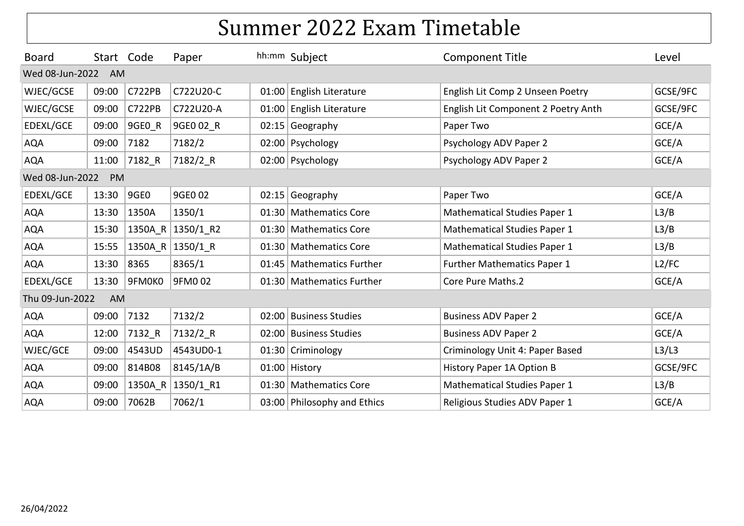# Summer 2022 Exam Timetable

| Board | Start | Code | Paper | hh:mm | Subject | Component Title | Level |
|---|---|---|---|---|---|---|---|
| Wed 08-Jun-2022 AM | | | | | | | |
| WJEC/GCSE | 09:00 | C722PB | C722U20-C | 01:00 | English Literature | English Lit Comp 2 Unseen Poetry | GCSE/9FC |
| WJEC/GCSE | 09:00 | C722PB | C722U20-A | 01:00 | English Literature | English Lit Component 2 Poetry Anth | GCSE/9FC |
| EDEXL/GCE | 09:00 | 9GE0_R | 9GE0 02_R | 02:15 | Geography | Paper Two | GCE/A |
| AQA | 09:00 | 7182 | 7182/2 | 02:00 | Psychology | Psychology ADV Paper 2 | GCE/A |
| AQA | 11:00 | 7182_R | 7182/2_R | 02:00 | Psychology | Psychology ADV Paper 2 | GCE/A |
| Wed 08-Jun-2022 PM | | | | | | | |
| EDEXL/GCE | 13:30 | 9GE0 | 9GE0 02 | 02:15 | Geography | Paper Two | GCE/A |
| AQA | 13:30 | 1350A | 1350/1 | 01:30 | Mathematics Core | Mathematical Studies Paper 1 | L3/B |
| AQA | 15:30 | 1350A_R | 1350/1_R2 | 01:30 | Mathematics Core | Mathematical Studies Paper 1 | L3/B |
| AQA | 15:55 | 1350A_R | 1350/1_R | 01:30 | Mathematics Core | Mathematical Studies Paper 1 | L3/B |
| AQA | 13:30 | 8365 | 8365/1 | 01:45 | Mathematics Further | Further Mathematics Paper 1 | L2/FC |
| EDEXL/GCE | 13:30 | 9FM0K0 | 9FM0 02 | 01:30 | Mathematics Further | Core Pure Maths.2 | GCE/A |
| Thu 09-Jun-2022 AM | | | | | | | |
| AQA | 09:00 | 7132 | 7132/2 | 02:00 | Business Studies | Business ADV Paper 2 | GCE/A |
| AQA | 12:00 | 7132_R | 7132/2_R | 02:00 | Business Studies | Business ADV Paper 2 | GCE/A |
| WJEC/GCE | 09:00 | 4543UD | 4543UD0-1 | 01:30 | Criminology | Criminology Unit 4: Paper Based | L3/L3 |
| AQA | 09:00 | 814B08 | 8145/1A/B | 01:00 | History | History Paper 1A Option B | GCSE/9FC |
| AQA | 09:00 | 1350A_R | 1350/1_R1 | 01:30 | Mathematics Core | Mathematical Studies Paper 1 | L3/B |
| AQA | 09:00 | 7062B | 7062/1 | 03:00 | Philosophy and Ethics | Religious Studies ADV Paper 1 | GCE/A |

26/04/2022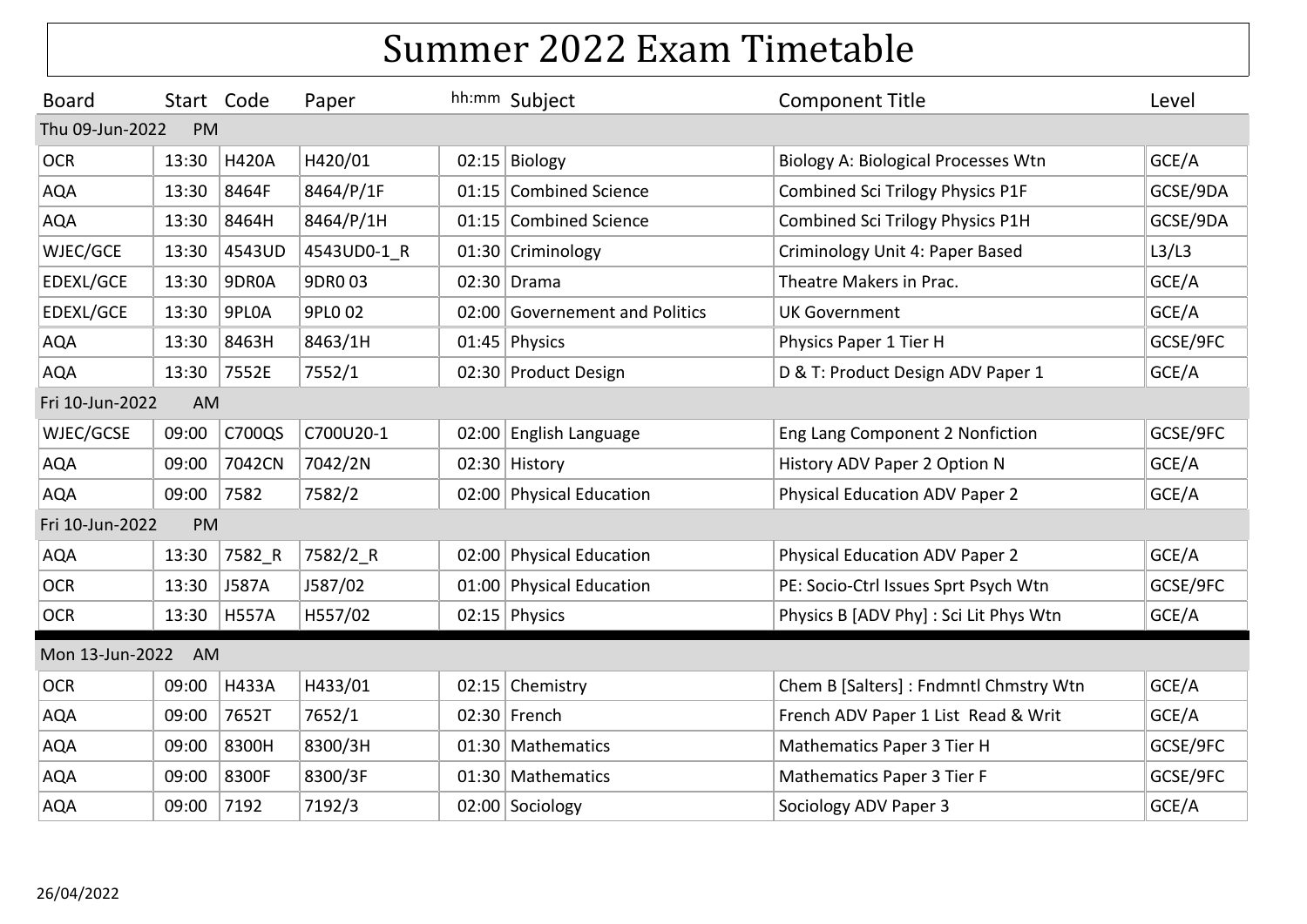# Summer 2022 Exam Timetable

| Board | Start | Code | Paper | hh:mm | Subject | Component Title | Level |
|---|---|---|---|---|---|---|---|
| Thu 09-Jun-2022 PM | | | | | | | |
| OCR | 13:30 | H420A | H420/01 | 02:15 | Biology | Biology A: Biological Processes Wtn | GCE/A |
| AQA | 13:30 | 8464F | 8464/P/1F | 01:15 | Combined Science | Combined Sci Trilogy Physics P1F | GCSE/9DA |
| AQA | 13:30 | 8464H | 8464/P/1H | 01:15 | Combined Science | Combined Sci Trilogy Physics P1H | GCSE/9DA |
| WJEC/GCE | 13:30 | 4543UD | 4543UD0-1_R | 01:30 | Criminology | Criminology Unit 4: Paper Based | L3/L3 |
| EDEXL/GCE | 13:30 | 9DR0A | 9DR0 03 | 02:30 | Drama | Theatre Makers in Prac. | GCE/A |
| EDEXL/GCE | 13:30 | 9PL0A | 9PL0 02 | 02:00 | Governement and Politics | UK Government | GCE/A |
| AQA | 13:30 | 8463H | 8463/1H | 01:45 | Physics | Physics Paper 1 Tier H | GCSE/9FC |
| AQA | 13:30 | 7552E | 7552/1 | 02:30 | Product Design | D & T: Product Design ADV Paper 1 | GCE/A |
| Fri 10-Jun-2022 AM | | | | | | | |
| WJEC/GCSE | 09:00 | C700QS | C700U20-1 | 02:00 | English Language | Eng Lang Component 2 Nonfiction | GCSE/9FC |
| AQA | 09:00 | 7042CN | 7042/2N | 02:30 | History | History ADV Paper 2 Option N | GCE/A |
| AQA | 09:00 | 7582 | 7582/2 | 02:00 | Physical Education | Physical Education ADV Paper 2 | GCE/A |
| Fri 10-Jun-2022 PM | | | | | | | |
| AQA | 13:30 | 7582_R | 7582/2_R | 02:00 | Physical Education | Physical Education ADV Paper 2 | GCE/A |
| OCR | 13:30 | J587A | J587/02 | 01:00 | Physical Education | PE: Socio-Ctrl Issues Sprt Psych Wtn | GCSE/9FC |
| OCR | 13:30 | H557A | H557/02 | 02:15 | Physics | Physics B [ADV Phy] : Sci Lit Phys Wtn | GCE/A |
| Mon 13-Jun-2022 AM | | | | | | | |
| OCR | 09:00 | H433A | H433/01 | 02:15 | Chemistry | Chem B [Salters] : Fndmntl Chmstry Wtn | GCE/A |
| AQA | 09:00 | 7652T | 7652/1 | 02:30 | French | French ADV Paper 1 List Read & Writ | GCE/A |
| AQA | 09:00 | 8300H | 8300/3H | 01:30 | Mathematics | Mathematics Paper 3 Tier H | GCSE/9FC |
| AQA | 09:00 | 8300F | 8300/3F | 01:30 | Mathematics | Mathematics Paper 3 Tier F | GCSE/9FC |
| AQA | 09:00 | 7192 | 7192/3 | 02:00 | Sociology | Sociology ADV Paper 3 | GCE/A |

26/04/2022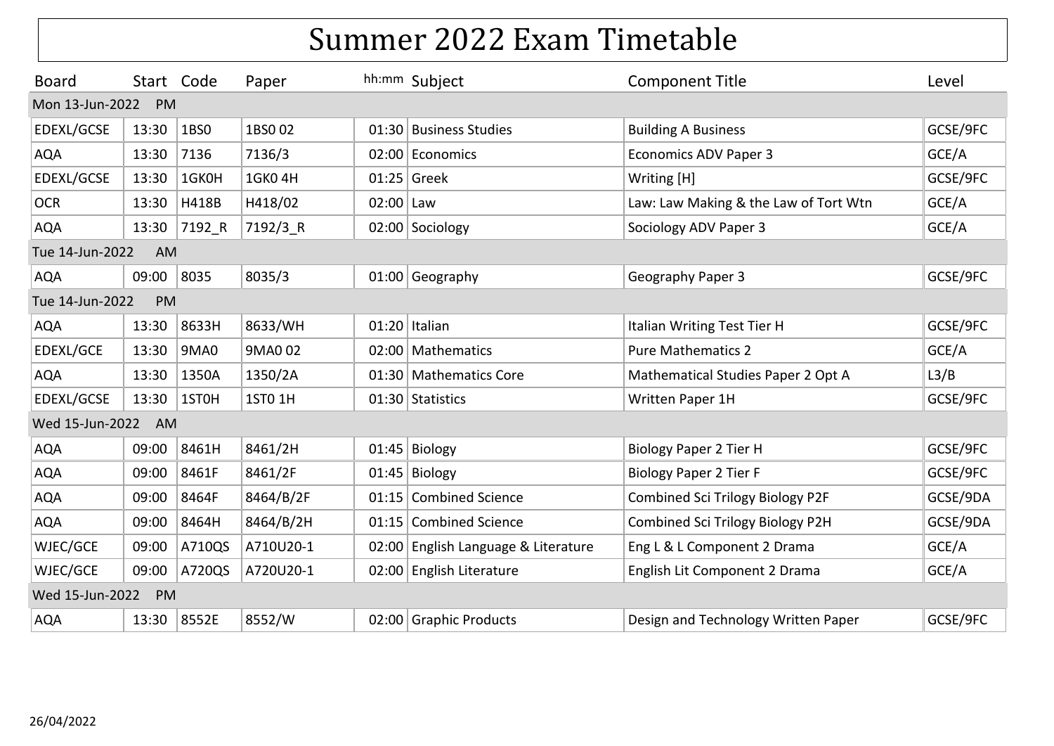# Summer 2022 Exam Timetable

| Board | Start | Code | Paper | hh:mm | Subject | Component Title | Level |
|---|---|---|---|---|---|---|---|
| **Mon 13-Jun-2022 PM** | | | | | | | |
| EDEXL/GCSE | 13:30 | 1BS0 | 1BS0 02 | 01:30 | Business Studies | Building A Business | GCSE/9FC |
| AQA | 13:30 | 7136 | 7136/3 | 02:00 | Economics | Economics ADV Paper 3 | GCE/A |
| EDEXL/GCSE | 13:30 | 1GK0H | 1GK0 4H | 01:25 | Greek | Writing [H] | GCSE/9FC |
| OCR | 13:30 | H418B | H418/02 | 02:00 | Law | Law: Law Making & the Law of Tort Wtn | GCE/A |
| AQA | 13:30 | 7192_R | 7192/3_R | 02:00 | Sociology | Sociology ADV Paper 3 | GCE/A |
| **Tue 14-Jun-2022 AM** | | | | | | | |
| AQA | 09:00 | 8035 | 8035/3 | 01:00 | Geography | Geography Paper 3 | GCSE/9FC |
| **Tue 14-Jun-2022 PM** | | | | | | | |
| AQA | 13:30 | 8633H | 8633/WH | 01:20 | Italian | Italian Writing Test Tier H | GCSE/9FC |
| EDEXL/GCE | 13:30 | 9MA0 | 9MA0 02 | 02:00 | Mathematics | Pure Mathematics 2 | GCE/A |
| AQA | 13:30 | 1350A | 1350/2A | 01:30 | Mathematics Core | Mathematical Studies Paper 2 Opt A | L3/B |
| EDEXL/GCSE | 13:30 | 1ST0H | 1ST0 1H | 01:30 | Statistics | Written Paper 1H | GCSE/9FC |
| **Wed 15-Jun-2022 AM** | | | | | | | |
| AQA | 09:00 | 8461H | 8461/2H | 01:45 | Biology | Biology Paper 2 Tier H | GCSE/9FC |
| AQA | 09:00 | 8461F | 8461/2F | 01:45 | Biology | Biology Paper 2 Tier F | GCSE/9FC |
| AQA | 09:00 | 8464F | 8464/B/2F | 01:15 | Combined Science | Combined Sci Trilogy Biology P2F | GCSE/9DA |
| AQA | 09:00 | 8464H | 8464/B/2H | 01:15 | Combined Science | Combined Sci Trilogy Biology P2H | GCSE/9DA |
| WJEC/GCE | 09:00 | A710QS | A710U20-1 | 02:00 | English Language & Literature | Eng L & L Component 2 Drama | GCE/A |
| WJEC/GCE | 09:00 | A720QS | A720U20-1 | 02:00 | English Literature | English Lit Component 2 Drama | GCE/A |
| **Wed 15-Jun-2022 PM** | | | | | | | |
| AQA | 13:30 | 8552E | 8552/W | 02:00 | Graphic Products | Design and Technology Written Paper | GCSE/9FC |

26/04/2022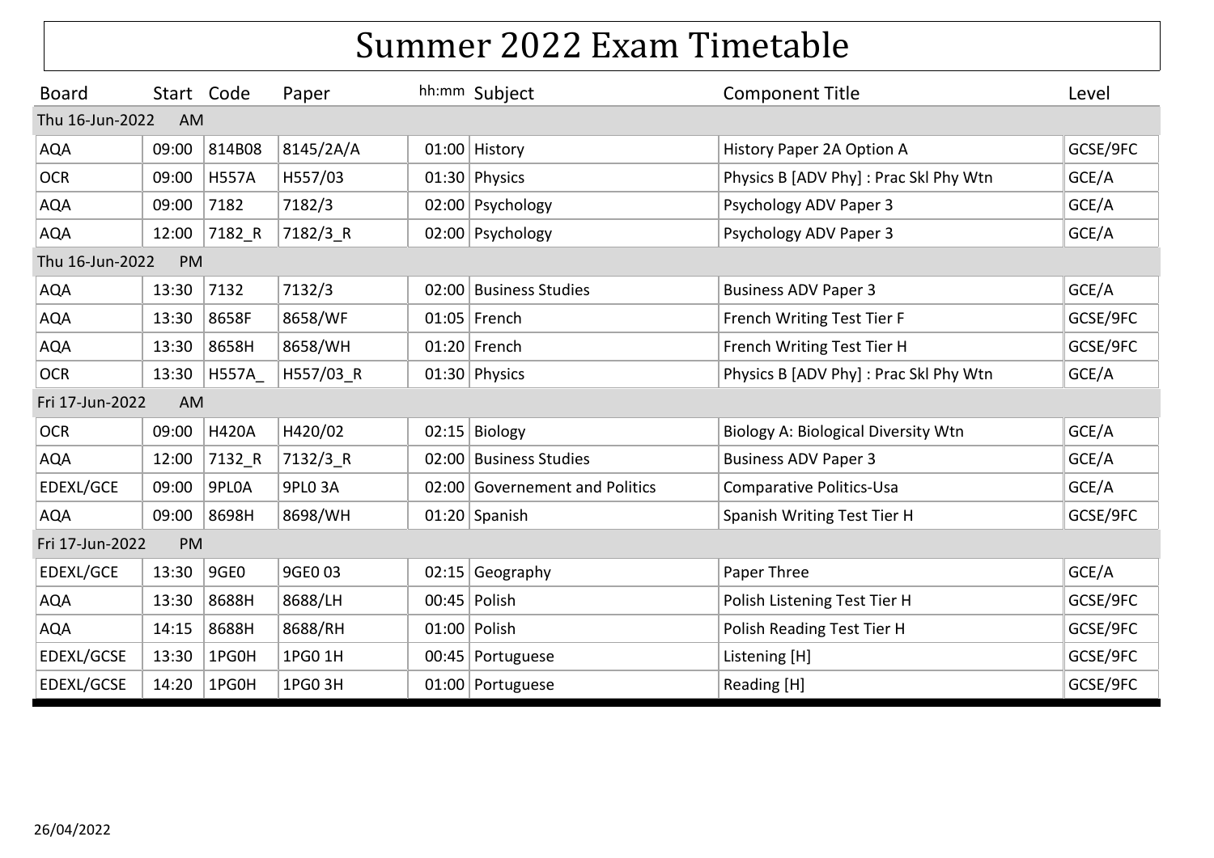# Summer 2022 Exam Timetable

| Board | Start | Code | Paper | hh:mm | Subject | Component Title | Level |
|---|---|---|---|---|---|---|---|
| **Thu 16-Jun-2022 AM** | | | | | | | |
| AQA | 09:00 | 814B08 | 8145/2A/A | 01:00 | History | History Paper 2A Option A | GCSE/9FC |
| OCR | 09:00 | H557A | H557/03 | 01:30 | Physics | Physics B [ADV Phy] : Prac Skl Phy Wtn | GCE/A |
| AQA | 09:00 | 7182 | 7182/3 | 02:00 | Psychology | Psychology ADV Paper 3 | GCE/A |
| AQA | 12:00 | 7182_R | 7182/3_R | 02:00 | Psychology | Psychology ADV Paper 3 | GCE/A |
| **Thu 16-Jun-2022 PM** | | | | | | | |
| AQA | 13:30 | 7132 | 7132/3 | 02:00 | Business Studies | Business ADV Paper 3 | GCE/A |
| AQA | 13:30 | 8658F | 8658/WF | 01:05 | French | French Writing Test Tier F | GCSE/9FC |
| AQA | 13:30 | 8658H | 8658/WH | 01:20 | French | French Writing Test Tier H | GCSE/9FC |
| OCR | 13:30 | H557A_ | H557/03_R | 01:30 | Physics | Physics B [ADV Phy] : Prac Skl Phy Wtn | GCE/A |
| **Fri 17-Jun-2022 AM** | | | | | | | |
| OCR | 09:00 | H420A | H420/02 | 02:15 | Biology | Biology A: Biological Diversity Wtn | GCE/A |
| AQA | 12:00 | 7132_R | 7132/3_R | 02:00 | Business Studies | Business ADV Paper 3 | GCE/A |
| EDEXL/GCE | 09:00 | 9PL0A | 9PL0 3A | 02:00 | Governement and Politics | Comparative Politics-Usa | GCE/A |
| AQA | 09:00 | 8698H | 8698/WH | 01:20 | Spanish | Spanish Writing Test Tier H | GCSE/9FC |
| **Fri 17-Jun-2022 PM** | | | | | | | |
| EDEXL/GCE | 13:30 | 9GE0 | 9GE0 03 | 02:15 | Geography | Paper Three | GCE/A |
| AQA | 13:30 | 8688H | 8688/LH | 00:45 | Polish | Polish Listening Test Tier H | GCSE/9FC |
| AQA | 14:15 | 8688H | 8688/RH | 01:00 | Polish | Polish Reading Test Tier H | GCSE/9FC |
| EDEXL/GCSE | 13:30 | 1PG0H | 1PG0 1H | 00:45 | Portuguese | Listening [H] | GCSE/9FC |
| EDEXL/GCSE | 14:20 | 1PG0H | 1PG0 3H | 01:00 | Portuguese | Reading [H] | GCSE/9FC |

26/04/2022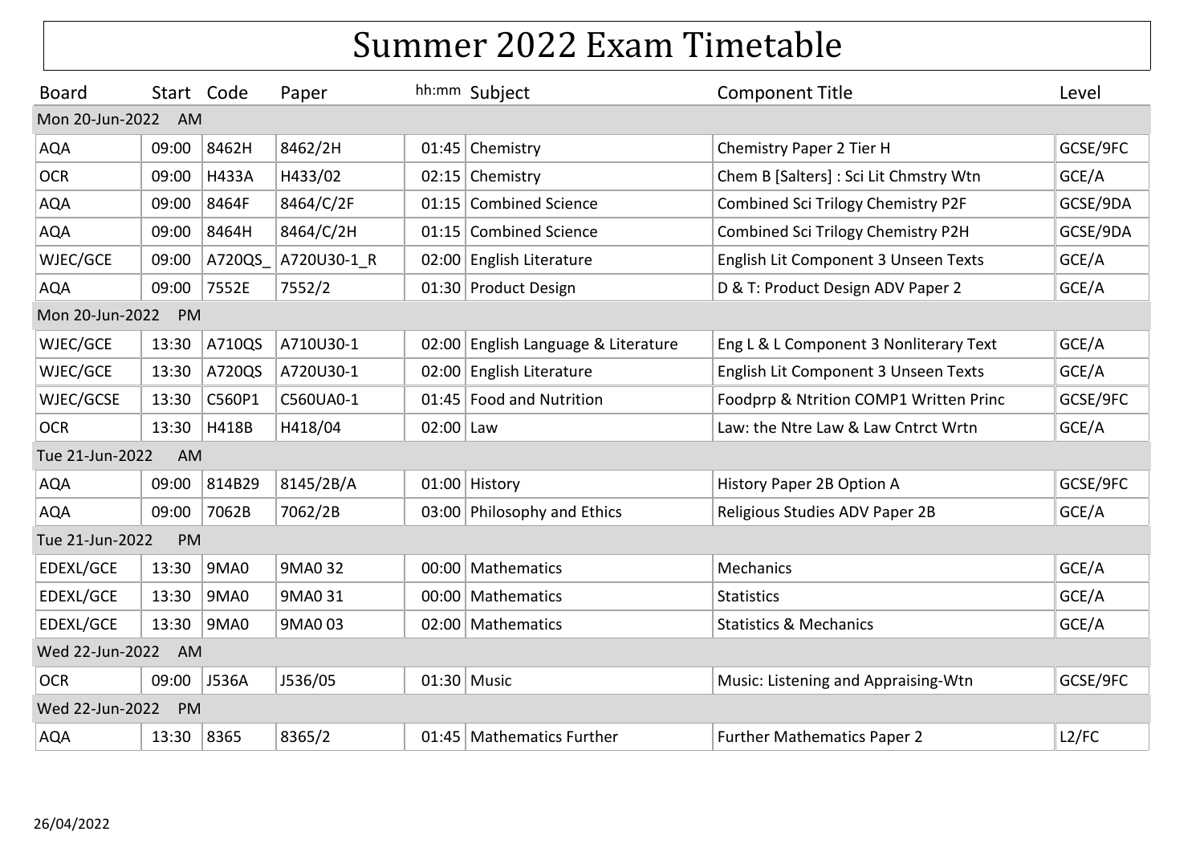# Summer 2022 Exam Timetable

| Board | Start | Code | Paper | hh:mm | Subject | Component Title | Level |
|---|---|---|---|---|---|---|---|
| Mon 20-Jun-2022 AM | | | | | | | |
| AQA | 09:00 | 8462H | 8462/2H | 01:45 | Chemistry | Chemistry Paper 2 Tier H | GCSE/9FC |
| OCR | 09:00 | H433A | H433/02 | 02:15 | Chemistry | Chem B [Salters] : Sci Lit Chmstry Wtn | GCE/A |
| AQA | 09:00 | 8464F | 8464/C/2F | 01:15 | Combined Science | Combined Sci Trilogy Chemistry P2F | GCSE/9DA |
| AQA | 09:00 | 8464H | 8464/C/2H | 01:15 | Combined Science | Combined Sci Trilogy Chemistry P2H | GCSE/9DA |
| WJEC/GCE | 09:00 | A720QS_ | A720U30-1_R | 02:00 | English Literature | English Lit Component 3 Unseen Texts | GCE/A |
| AQA | 09:00 | 7552E | 7552/2 | 01:30 | Product Design | D & T: Product Design ADV Paper 2 | GCE/A |
| Mon 20-Jun-2022 PM | | | | | | | |
| WJEC/GCE | 13:30 | A710QS | A710U30-1 | 02:00 | English Language & Literature | Eng L & L Component 3 Nonliterary Text | GCE/A |
| WJEC/GCE | 13:30 | A720QS | A720U30-1 | 02:00 | English Literature | English Lit Component 3 Unseen Texts | GCE/A |
| WJEC/GCSE | 13:30 | C560P1 | C560UA0-1 | 01:45 | Food and Nutrition | Foodprp & Ntrition COMP1 Written Princ | GCSE/9FC |
| OCR | 13:30 | H418B | H418/04 | 02:00 | Law | Law: the Ntre Law & Law Cntrct Wrtn | GCE/A |
| Tue 21-Jun-2022 AM | | | | | | | |
| AQA | 09:00 | 814B29 | 8145/2B/A | 01:00 | History | History Paper 2B Option A | GCSE/9FC |
| AQA | 09:00 | 7062B | 7062/2B | 03:00 | Philosophy and Ethics | Religious Studies ADV Paper 2B | GCE/A |
| Tue 21-Jun-2022 PM | | | | | | | |
| EDEXL/GCE | 13:30 | 9MA0 | 9MA0 32 | 00:00 | Mathematics | Mechanics | GCE/A |
| EDEXL/GCE | 13:30 | 9MA0 | 9MA0 31 | 00:00 | Mathematics | Statistics | GCE/A |
| EDEXL/GCE | 13:30 | 9MA0 | 9MA0 03 | 02:00 | Mathematics | Statistics & Mechanics | GCE/A |
| Wed 22-Jun-2022 AM | | | | | | | |
| OCR | 09:00 | J536A | J536/05 | 01:30 | Music | Music: Listening and Appraising-Wtn | GCSE/9FC |
| Wed 22-Jun-2022 PM | | | | | | | |
| AQA | 13:30 | 8365 | 8365/2 | 01:45 | Mathematics Further | Further Mathematics Paper 2 | L2/FC |

26/04/2022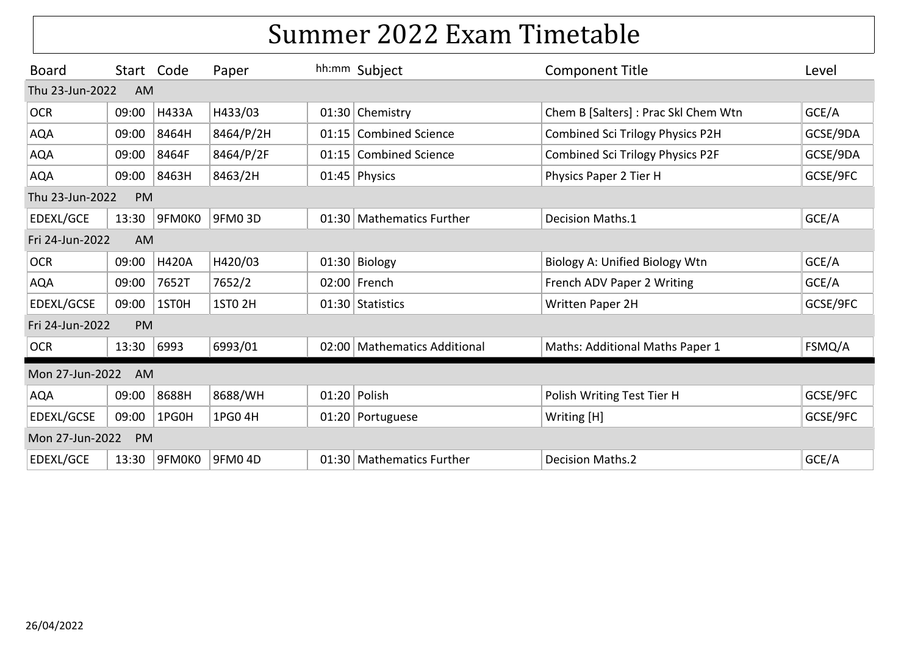# Summer 2022 Exam Timetable

| Board | Start | Code | Paper | hh:mm | Subject | Component Title | Level |
|---|---|---|---|---|---|---|---|
| Thu 23-Jun-2022 AM | | | | | | | |
| OCR | 09:00 | H433A | H433/03 | 01:30 | Chemistry | Chem B [Salters] : Prac Skl Chem Wtn | GCE/A |
| AQA | 09:00 | 8464H | 8464/P/2H | 01:15 | Combined Science | Combined Sci Trilogy Physics P2H | GCSE/9DA |
| AQA | 09:00 | 8464F | 8464/P/2F | 01:15 | Combined Science | Combined Sci Trilogy Physics P2F | GCSE/9DA |
| AQA | 09:00 | 8463H | 8463/2H | 01:45 | Physics | Physics Paper 2 Tier H | GCSE/9FC |
| Thu 23-Jun-2022 PM | | | | | | | |
| EDEXL/GCE | 13:30 | 9FM0K0 | 9FM0 3D | 01:30 | Mathematics Further | Decision Maths.1 | GCE/A |
| Fri 24-Jun-2022 AM | | | | | | | |
| OCR | 09:00 | H420A | H420/03 | 01:30 | Biology | Biology A: Unified Biology Wtn | GCE/A |
| AQA | 09:00 | 7652T | 7652/2 | 02:00 | French | French ADV Paper 2 Writing | GCE/A |
| EDEXL/GCSE | 09:00 | 1ST0H | 1ST0 2H | 01:30 | Statistics | Written Paper 2H | GCSE/9FC |
| Fri 24-Jun-2022 PM | | | | | | | |
| OCR | 13:30 | 6993 | 6993/01 | 02:00 | Mathematics Additional | Maths: Additional Maths Paper 1 | FSMQ/A |
| Mon 27-Jun-2022 AM | | | | | | | |
| AQA | 09:00 | 8688H | 8688/WH | 01:20 | Polish | Polish Writing Test Tier H | GCSE/9FC |
| EDEXL/GCSE | 09:00 | 1PG0H | 1PG0 4H | 01:20 | Portuguese | Writing [H] | GCSE/9FC |
| Mon 27-Jun-2022 PM | | | | | | | |
| EDEXL/GCE | 13:30 | 9FM0K0 | 9FM0 4D | 01:30 | Mathematics Further | Decision Maths.2 | GCE/A |

26/04/2022